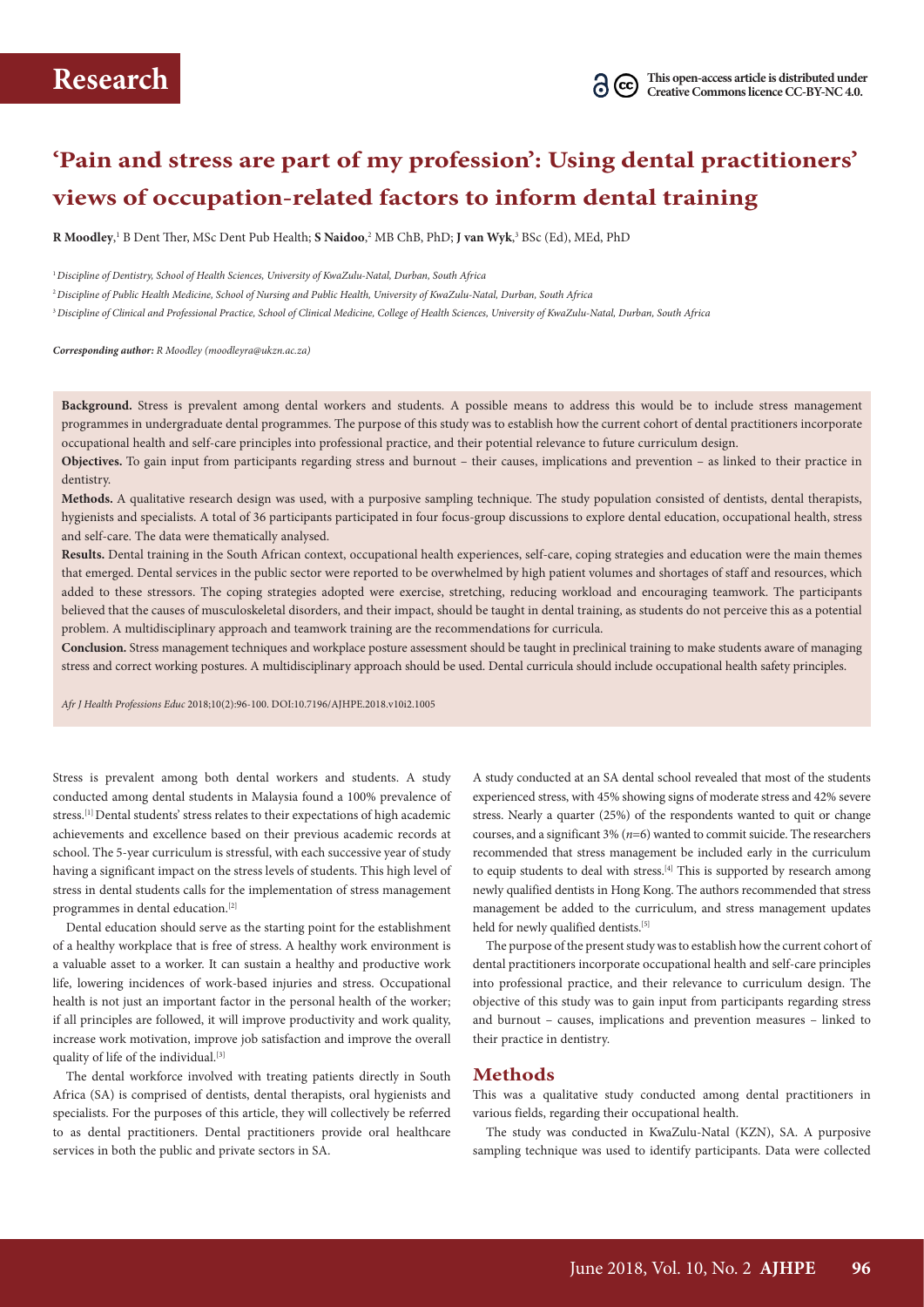# 'Pain and stress are part of my profession': Using dental practitioners' views of occupation-related factors to inform dental training

**R Moodley**,[1] B Dent Ther, MSc Dent Pub Health; **S Naidoo**,[2] MB ChB, PhD; **J van Wyk**,[3] BSc (Ed), MEd, PhD

[1] *Discipline of Dentistry, School of Health Sciences, University of KwaZulu-Natal, Durban, South Africa*

[2] *Discipline of Public Health Medicine, School of Nursing and Public Health, University of KwaZulu-Natal, Durban, South Africa*

[3] *Discipline of Clinical and Professional Practice, School of Clinical Medicine, College of Health Sciences, University of KwaZulu-Natal, Durban, South Africa*

***Corresponding author:** R Moodley (moodleyra@ukzn.ac.za)*

**Background.** Stress is prevalent among dental workers and students. A possible means to address this would be to include stress management programmes in undergraduate dental programmes. The purpose of this study was to establish how the current cohort of dental practitioners incorporate occupational health and self-care principles into professional practice, and their potential relevance to future curriculum design.

**Objectives.** To gain input from participants regarding stress and burnout – their causes, implications and prevention – as linked to their practice in dentistry.

**Methods.** A qualitative research design was used, with a purposive sampling technique. The study population consisted of dentists, dental therapists, hygienists and specialists. A total of 36 participants participated in four focus-group discussions to explore dental education, occupational health, stress and self-care. The data were thematically analysed.

**Results.** Dental training in the South African context, occupational health experiences, self-care, coping strategies and education were the main themes that emerged. Dental services in the public sector were reported to be overwhelmed by high patient volumes and shortages of staff and resources, which added to these stressors. The coping strategies adopted were exercise, stretching, reducing workload and encouraging teamwork. The participants believed that the causes of musculoskeletal disorders, and their impact, should be taught in dental training, as students do not perceive this as a potential problem. A multidisciplinary approach and teamwork training are the recommendations for curricula.

**Conclusion.** Stress management techniques and workplace posture assessment should be taught in preclinical training to make students aware of managing stress and correct working postures. A multidisciplinary approach should be used. Dental curricula should include occupational health safety principles.

*Afr J Health Professions Educ* 2018;10(2):96-100. DOI:10.7196/AJHPE.2018.v10i2.1005

Stress is prevalent among both dental workers and students. A study conducted among dental students in Malaysia found a 100% prevalence of stress.[1] Dental students' stress relates to their expectations of high academic achievements and excellence based on their previous academic records at school. The 5-year curriculum is stressful, with each successive year of study having a significant impact on the stress levels of students. This high level of stress in dental students calls for the implementation of stress management programmes in dental education.[2]

Dental education should serve as the starting point for the establishment of a healthy workplace that is free of stress. A healthy work environment is a valuable asset to a worker. It can sustain a healthy and productive work life, lowering incidences of work-based injuries and stress. Occupational health is not just an important factor in the personal health of the worker; if all principles are followed, it will improve productivity and work quality, increase work motivation, improve job satisfaction and improve the overall quality of life of the individual.[3]

The dental workforce involved with treating patients directly in South Africa (SA) is comprised of dentists, dental therapists, oral hygienists and specialists. For the purposes of this article, they will collectively be referred to as dental practitioners. Dental practitioners provide oral healthcare services in both the public and private sectors in SA.

A study conducted at an SA dental school revealed that most of the students experienced stress, with 45% showing signs of moderate stress and 42% severe stress. Nearly a quarter (25%) of the respondents wanted to quit or change courses, and a significant 3% ($n$=6) wanted to commit suicide. The researchers recommended that stress management be included early in the curriculum to equip students to deal with stress.[4] This is supported by research among newly qualified dentists in Hong Kong. The authors recommended that stress management be added to the curriculum, and stress management updates held for newly qualified dentists.[5]

The purpose of the present study was to establish how the current cohort of dental practitioners incorporate occupational health and self-care principles into professional practice, and their relevance to curriculum design. The objective of this study was to gain input from participants regarding stress and burnout – causes, implications and prevention measures – linked to their practice in dentistry.

## Methods

This was a qualitative study conducted among dental practitioners in various fields, regarding their occupational health.

The study was conducted in KwaZulu-Natal (KZN), SA. A purposive sampling technique was used to identify participants. Data were collected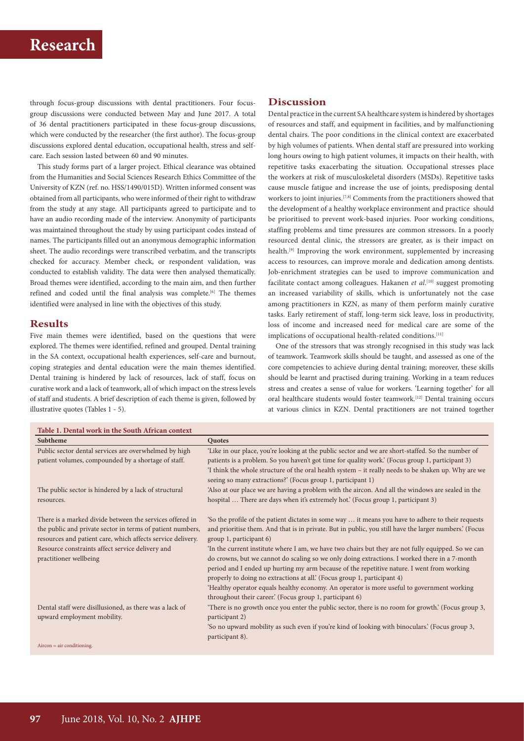through focus-group discussions with dental practitioners. Four focus-group discussions were conducted between May and June 2017. A total of 36 dental practitioners participated in these focus-group discussions, which were conducted by the researcher (the first author). The focus-group discussions explored dental education, occupational health, stress and self-care. Each session lasted between 60 and 90 minutes.

This study forms part of a larger project. Ethical clearance was obtained from the Humanities and Social Sciences Research Ethics Committee of the University of KZN (ref. no. HSS/1490/015D). Written informed consent was obtained from all participants, who were informed of their right to withdraw from the study at any stage. All participants agreed to participate and to have an audio recording made of the interview. Anonymity of participants was maintained throughout the study by using participant codes instead of names. The participants filled out an anonymous demographic information sheet. The audio recordings were transcribed verbatim, and the transcripts checked for accuracy. Member check, or respondent validation, was conducted to establish validity. The data were then analysed thematically. Broad themes were identified, according to the main aim, and then further refined and coded until the final analysis was complete.[6] The themes identified were analysed in line with the objectives of this study.

## Results

Five main themes were identified, based on the questions that were explored. The themes were identified, refined and grouped. Dental training in the SA context, occupational health experiences, self-care and burnout, coping strategies and dental education were the main themes identified. Dental training is hindered by lack of resources, lack of staff, focus on curative work and a lack of teamwork, all of which impact on the stress levels of staff and students. A brief description of each theme is given, followed by illustrative quotes (Tables 1 - 5).

## Discussion

Dental practice in the current SA healthcare system is hindered by shortages of resources and staff, and equipment in facilities, and by malfunctioning dental chairs. The poor conditions in the clinical context are exacerbated by high volumes of patients. When dental staff are pressured into working long hours owing to high patient volumes, it impacts on their health, with repetitive tasks exacerbating the situation. Occupational stresses place the workers at risk of musculoskeletal disorders (MSDs). Repetitive tasks cause muscle fatigue and increase the use of joints, predisposing dental workers to joint injuries.[7,8] Comments from the practitioners showed that the development of a healthy workplace environment and practice should be prioritised to prevent work-based injuries. Poor working conditions, staffing problems and time pressures are common stressors. In a poorly resourced dental clinic, the stressors are greater, as is their impact on health.[9] Improving the work environment, supplemented by increasing access to resources, can improve morale and dedication among dentists. Job-enrichment strategies can be used to improve communication and facilitate contact among colleagues. Hakanen *et al*.[10] suggest promoting an increased variability of skills, which is unfortunately not the case among practitioners in KZN, as many of them perform mainly curative tasks. Early retirement of staff, long-term sick leave, loss in productivity, loss of income and increased need for medical care are some of the implications of occupational health-related conditions.[11]

One of the stressors that was strongly recognised in this study was lack of teamwork. Teamwork skills should be taught, and assessed as one of the core competencies to achieve during dental training; moreover, these skills should be learnt and practised during training. Working in a team reduces stress and creates a sense of value for workers. 'Learning together' for all oral healthcare students would foster teamwork.[12] Dental training occurs at various clinics in KZN. Dental practitioners are not trained together

**Table 1. Dental work in the South African context**

| Subtheme | Quotes |
|---|---|
| Public sector dental services are overwhelmed by high patient volumes, compounded by a shortage of staff. | 'Like in our place, you're looking at the public sector and we are short-staffed. So the number of patients is a problem. So you haven't got time for quality work.' (Focus group 1, participant 3)<br>'I think the whole structure of the oral health system – it really needs to be shaken up. Why are we seeing so many extractions?' (Focus group 1, participant 1) |
| The public sector is hindered by a lack of structural resources. | 'Also at our place we are having a problem with the aircon. And all the windows are sealed in the hospital … There are days when it's extremely hot.' (Focus group 1, participant 3) |
| There is a marked divide between the services offered in the public and private sector in terms of patient numbers, resources and patient care, which affects service delivery. | 'So the profile of the patient dictates in some way … it means you have to adhere to their requests and prioritise them. And that is in private. But in public, you still have the larger numbers.' (Focus group 1, participant 6) |
| Resource constraints affect service delivery and practitioner wellbeing | 'In the current institute where I am, we have two chairs but they are not fully equipped. So we can do crowns, but we cannot do scaling so we only doing extractions. I worked there in a 7-month period and I ended up hurting my arm because of the repetitive nature. I went from working properly to doing no extractions at all.' (Focus group 1, participant 4)<br>'Healthy operator equals healthy economy. An operator is more useful to government working throughout their career.' (Focus group 1, participant 6) |
| Dental staff were disillusioned, as there was a lack of upward employment mobility. | 'There is no growth once you enter the public sector, there is no room for growth.' (Focus group 3, participant 2)<br>'So no upward mobility as such even if you're kind of looking with binoculars.' (Focus group 3, participant 8). |

Aircon = air conditioning.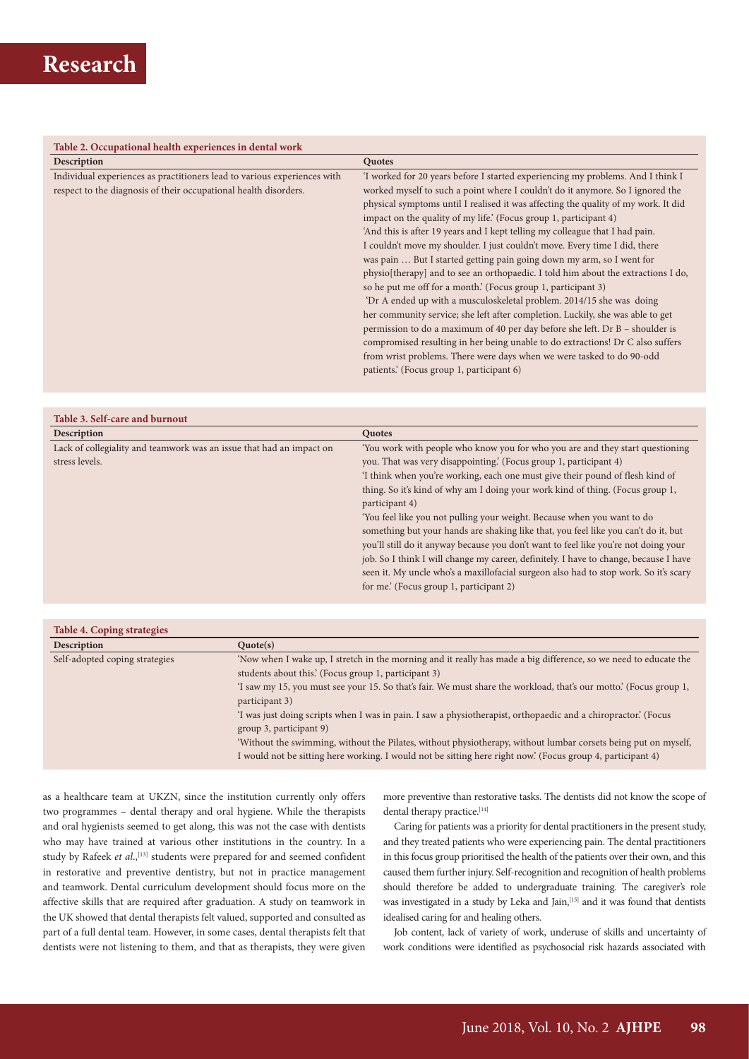**Table 2. Occupational health experiences in dental work**

| Description | Quotes |
| --- | --- |
| Individual experiences as practitioners lead to various experiences with respect to the diagnosis of their occupational health disorders. | 'I worked for 20 years before I started experiencing my problems. And I think I worked myself to such a point where I couldn't do it anymore. So I ignored the physical symptoms until I realised it was affecting the quality of my work. It did impact on the quality of my life.' (Focus group 1, participant 4) 'And this is after 19 years and I kept telling my colleague that I had pain. I couldn't move my shoulder. I just couldn't move. Every time I did, there was pain … But I started getting pain going down my arm, so I went for physio[therapy] and to see an orthopaedic. I told him about the extractions I do, so he put me off for a month.' (Focus group 1, participant 3) 'Dr A ended up with a musculoskeletal problem. 2014/15 she was doing her community service; she left after completion. Luckily, she was able to get permission to do a maximum of 40 per day before she left. Dr B – shoulder is compromised resulting in her being unable to do extractions! Dr C also suffers from wrist problems. There were days when we were tasked to do 90-odd patients.' (Focus group 1, participant 6) |

**Table 3. Self-care and burnout**

| Description | Quotes |
| --- | --- |
| Lack of collegiality and teamwork was an issue that had an impact on stress levels. | 'You work with people who know you for who you are and they start questioning you. That was very disappointing.' (Focus group 1, participant 4) 'I think when you're working, each one must give their pound of flesh kind of thing. So it's kind of why am I doing your work kind of thing. (Focus group 1, participant 4) 'You feel like you not pulling your weight. Because when you want to do something but your hands are shaking like that, you feel like you can't do it, but you'll still do it anyway because you don't want to feel like you're not doing your job. So I think I will change my career, definitely. I have to change, because I have seen it. My uncle who's a maxillofacial surgeon also had to stop work. So it's scary for me.' (Focus group 1, participant 2) |

**Table 4. Coping strategies**

| Description | Quote(s) |
| --- | --- |
| Self-adopted coping strategies | 'Now when I wake up, I stretch in the morning and it really has made a big difference, so we need to educate the students about this.' (Focus group 1, participant 3) 'I saw my 15, you must see your 15. So that's fair. We must share the workload, that's our motto.' (Focus group 1, participant 3) 'I was just doing scripts when I was in pain. I saw a physiotherapist, orthopaedic and a chiropractor.' (Focus group 3, participant 9) 'Without the swimming, without the Pilates, without physiotherapy, without lumbar corsets being put on myself, I would not be sitting here working. I would not be sitting here right now.' (Focus group 4, participant 4) |

as a healthcare team at UKZN, since the institution currently only offers two programmes – dental therapy and oral hygiene. While the therapists and oral hygienists seemed to get along, this was not the case with dentists who may have trained at various other institutions in the country. In a study by Rafeek *et al.*,[13] students were prepared for and seemed confident in restorative and preventive dentistry, but not in practice management and teamwork. Dental curriculum development should focus more on the affective skills that are required after graduation. A study on teamwork in the UK showed that dental therapists felt valued, supported and consulted as part of a full dental team. However, in some cases, dental therapists felt that dentists were not listening to them, and that as therapists, they were given more preventive than restorative tasks. The dentists did not know the scope of dental therapy practice.[14]

Caring for patients was a priority for dental practitioners in the present study, and they treated patients who were experiencing pain. The dental practitioners in this focus group prioritised the health of the patients over their own, and this caused them further injury. Self-recognition and recognition of health problems should therefore be added to undergraduate training. The caregiver's role was investigated in a study by Leka and Jain,[15] and it was found that dentists idealised caring for and healing others.

Job content, lack of variety of work, underuse of skills and uncertainty of work conditions were identified as psychosocial risk hazards associated with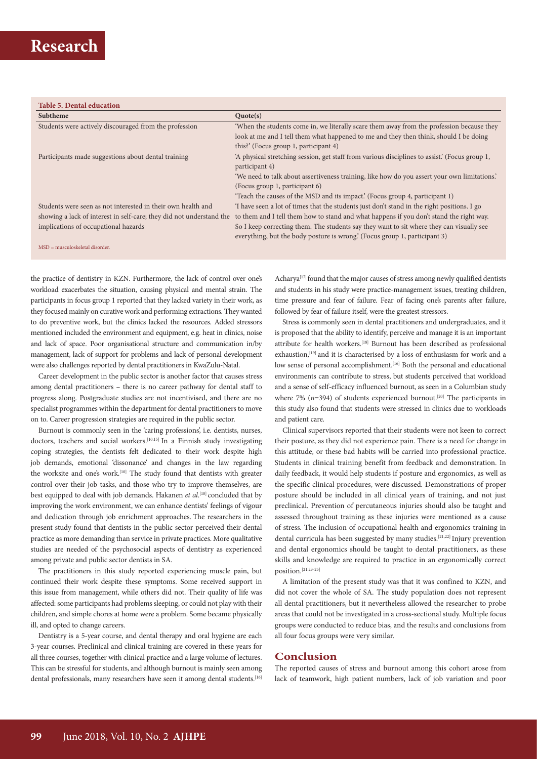**Table 5. Dental education**

| Subtheme | Quote(s) |
|---|---|
| Students were actively discouraged from the profession | 'When the students come in, we literally scare them away from the profession because they look at me and I tell them what happened to me and they then think, should I be doing this?' (Focus group 1, participant 4) |
| Participants made suggestions about dental training | 'A physical stretching session, get staff from various disciplines to assist.' (Focus group 1, participant 4) 'We need to talk about assertiveness training, like how do you assert your own limitations.' (Focus group 1, participant 6) 'Teach the causes of the MSD and its impact.' (Focus group 4, participant 1) |
| Students were seen as not interested in their own health and showing a lack of interest in self-care; they did not understand the implications of occupational hazards | 'I have seen a lot of times that the students just don't stand in the right positions. I go to them and I tell them how to stand and what happens if you don't stand the right way. So I keep correcting them. The students say they want to sit where they can visually see everything, but the body posture is wrong.' (Focus group 1, participant 3) |

MSD = musculoskeletal disorder.

the practice of dentistry in KZN. Furthermore, the lack of control over one's workload exacerbates the situation, causing physical and mental strain. The participants in focus group 1 reported that they lacked variety in their work, as they focused mainly on curative work and performing extractions. They wanted to do preventive work, but the clinics lacked the resources. Added stressors mentioned included the environment and equipment, e.g. heat in clinics, noise and lack of space. Poor organisational structure and communication in/by management, lack of support for problems and lack of personal development were also challenges reported by dental practitioners in KwaZulu-Natal.

Career development in the public sector is another factor that causes stress among dental practitioners – there is no career pathway for dental staff to progress along. Postgraduate studies are not incentivised, and there are no specialist programmes within the department for dental practitioners to move on to. Career progression strategies are required in the public sector.

Burnout is commonly seen in the 'caring professions', i.e. dentists, nurses, doctors, teachers and social workers.[10,15] In a Finnish study investigating coping strategies, the dentists felt dedicated to their work despite high job demands, emotional 'dissonance' and changes in the law regarding the worksite and one's work.[10] The study found that dentists with greater control over their job tasks, and those who try to improve themselves, are best equipped to deal with job demands. Hakanen *et al*.[10] concluded that by improving the work environment, we can enhance dentists' feelings of vigour and dedication through job enrichment approaches. The researchers in the present study found that dentists in the public sector perceived their dental practice as more demanding than service in private practices. More qualitative studies are needed of the psychosocial aspects of dentistry as experienced among private and public sector dentists in SA.

The practitioners in this study reported experiencing muscle pain, but continued their work despite these symptoms. Some received support in this issue from management, while others did not. Their quality of life was affected: some participants had problems sleeping, or could not play with their children, and simple chores at home were a problem. Some became physically ill, and opted to change careers.

Dentistry is a 5-year course, and dental therapy and oral hygiene are each 3-year courses. Preclinical and clinical training are covered in these years for all three courses, together with clinical practice and a large volume of lectures. This can be stressful for students, and although burnout is mainly seen among dental professionals, many researchers have seen it among dental students.[16] Acharya[17] found that the major causes of stress among newly qualified dentists and students in his study were practice-management issues, treating children, time pressure and fear of failure. Fear of facing one's parents after failure, followed by fear of failure itself, were the greatest stressors.

Stress is commonly seen in dental practitioners and undergraduates, and it is proposed that the ability to identify, perceive and manage it is an important attribute for health workers.[18] Burnout has been described as professional exhaustion,[19] and it is characterised by a loss of enthusiasm for work and a low sense of personal accomplishment.[16] Both the personal and educational environments can contribute to stress, but students perceived that workload and a sense of self-efficacy influenced burnout, as seen in a Columbian study where 7% ($n$=394) of students experienced burnout.[20] The participants in this study also found that students were stressed in clinics due to workloads and patient care.

Clinical supervisors reported that their students were not keen to correct their posture, as they did not experience pain. There is a need for change in this attitude, or these bad habits will be carried into professional practice. Students in clinical training benefit from feedback and demonstration. In daily feedback, it would help students if posture and ergonomics, as well as the specific clinical procedures, were discussed. Demonstrations of proper posture should be included in all clinical years of training, and not just preclinical. Prevention of percutaneous injuries should also be taught and assessed throughout training as these injuries were mentioned as a cause of stress. The inclusion of occupational health and ergonomics training in dental curricula has been suggested by many studies.[21,22] Injury prevention and dental ergonomics should be taught to dental practitioners, as these skills and knowledge are required to practice in an ergonomically correct position.[21,23-25]

A limitation of the present study was that it was confined to KZN, and did not cover the whole of SA. The study population does not represent all dental practitioners, but it nevertheless allowed the researcher to probe areas that could not be investigated in a cross-sectional study. Multiple focus groups were conducted to reduce bias, and the results and conclusions from all four focus groups were very similar.

## Conclusion

The reported causes of stress and burnout among this cohort arose from lack of teamwork, high patient numbers, lack of job variation and poor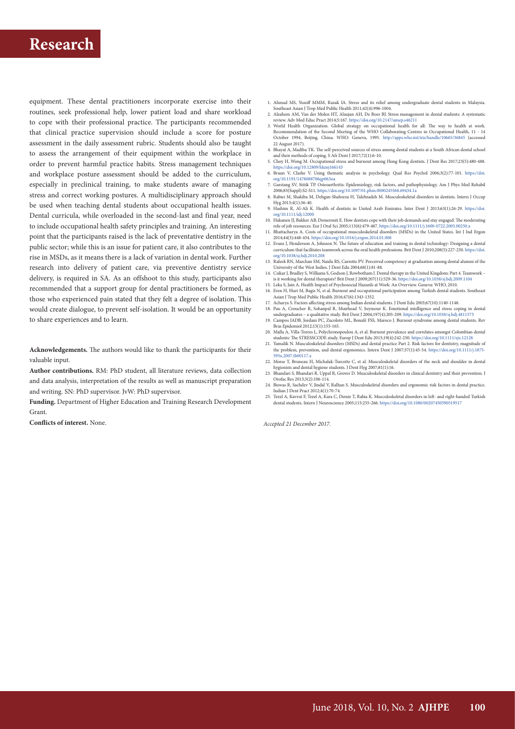equipment. These dental practitioners incorporate exercise into their routines, seek professional help, lower patient load and share workload to cope with their professional practice. The participants recommended that clinical practice supervision should include a score for posture assessment in the daily assessment rubric. Students should also be taught to assess the arrangement of their equipment within the workplace in order to prevent harmful practice habits. Stress management techniques and workplace posture assessment should be added to the curriculum, especially in preclinical training, to make students aware of managing stress and correct working postures. A multidisciplinary approach should be used when teaching dental students about occupational health issues. Dental curricula, while overloaded in the second-last and final year, need to include occupational health safety principles and training. An interesting point that the participants raised is the lack of preventative dentistry in the public sector; while this is an issue for patient care, it also contributes to the rise in MSDs, as it means there is a lack of variation in dental work. Further research into delivery of patient care, via preventive dentistry service delivery, is required in SA. As an offshoot to this study, participants also recommended that a support group for dental practitioners be formed, as those who experienced pain stated that they felt a degree of isolation. This would create dialogue, to prevent self-isolation. It would be an opportunity to share experiences and to learn.

**Acknowledgements.** The authors would like to thank the participants for their valuable input.

**Author contributions.** RM: PhD student, all literature reviews, data collection and data analysis, interpretation of the results as well as manuscript preparation and writing. SN: PhD supervisor. JvW: PhD supervisor.

**Funding.** Department of Higher Education and Training Research Development Grant.

**Conflicts of interest.** None.

1. Ahmad MS, Yusoff MMM, Razak IA. Stress and its relief among undergraduate dental students in Malaysia. Southeast Asian J Trop Med Public Health 2011;42(4):996-1004.
2. Alzahem AM, Van der Molen HT, Alaujan AH, De Boer BJ. Stress management in dental students: A systematic review. Adv Med Educ Pract 2014;5:167. https://doi.org/10.2147/amep.s46211
3. World Health Organization. Global strategy on occupational health for all: The way to health at work. Recommendation of the Second Meeting of the WHO Collaborating Centres in Occupational Health, 11 - 14 October 1994, Beijing, China. WHO: Geneva, 1995. http://apps.who.int/iris/handle/10665/36845 (accessed 22 August 2017).
4. Bhayat A, Madiba TK. The self-perceived sources of stress among dental students at a South African dental school and their methods of coping. S Afr Dent J 2017;72(1):6-10.
5. Choy H, Wong M. Occupational stress and burnout among Hong Kong dentists. J Dent Res 2017;23(5):480-488. https://doi.org/10.12809/hkmj166143
6. Braun V, Clarke V. Using thematic analysis in psychology. Qual Res Psychol 2006;3(2):77-101. https://doi.org/10.1191/1478088706qp063oa
7. Garstang SV, Stitik TP. Osteoarthritis: Epidemiology, risk factors, and pathophysiology. Am J Phys Med Rehabil 2006;85(Suppl):S2-S11. https://doi.org/10.1097/01.phm.0000245568.69434.1a
8. Rabiei M, Shakiba M, Dehgan-Shahreza H, Talebzadeh M. Musculoskeletal disorders in dentists. Intern J Occup Hyg 2015;4(1):36-40.
9. Hashim R, Al-Ali K. Health of dentists in United Arab Emirates. Inter Dent J 2013;63(1):26-29. https://doi.org/10.1111/idj.12000
10. Hakanen JJ, Bakker AB, Demerouti E. How dentists cope with their job demands and stay engaged: The moderating role of job resources. Eur J Oral Sci 2005;113(6):479-487. https://doi.org/10.1111/j.1600-0722.2005.00250.x
11. Bhattacharya A. Costs of occupational musculoskeletal disorders (MSDs) in the United States. Int J Ind Ergon 2014;44(3):448-454. https://doi.org/10.1016/j.ergon.2014.01.008
12. Evans J, Henderson A, Johnson N. The future of education and training in dental technology: Designing a dental curriculum that facilitates teamwork across the oral health professions. Brit Dent J 2010;208(5):227-230. https://doi.org/10.1038/sj.bdj.2010.208
13. Rafeek RN, Marchan SM, Naidu RS, Carrotte PV. Perceived competency at graduation among dental alumni of the University of the West Indies. J Dent Edu 2004;68(1):81-88.
14. Csikar J, Bradley S, Williams S, Godson J, Rowbotham J. Dental therapy in the United Kingdom: Part 4. Teamwork – is it working for dental therapists? Brit Dent J 2009;207(11):529-36. https://doi.org/10.1038/sj.bdj.2009.1104
15. Leka S, Jain A. Health Impact of Psychosocial Hazards at Work: An Overview. Geneva: WHO, 2010.
16. Eren H, Huri M, Bagis N, et al. Burnout and occupational participation among Turkish dental students. Southeast Asian J Trop Med Public Health 2016;47(6):1343-1352.
17. Acharya S. Factors affecting stress among Indian dental students. J Dent Edu 2003;67(10):1140-1148.
18. Pau A, Croucher R, Sohanpal R, Muirhead V, Seymour K. Emotional intelligence and stress coping in dental undergraduates – a qualitative study. Brit Dent J 2004;197(4):205-209. https://doi.org/10.1038/sj.bdj.4811573
19. Campos JADB, Jordani PC, Zucoloto ML, Bonafé FSS, Maroco J. Burnout syndrome among dental students. Rev Bras Epidemiol 2012;15(1):155-165.
20. Mafla A, Villa-Torres L, Polychronopoulou A, et al. Burnout prevalence and correlates amongst Colombian dental students: The STRESSCODE study. Europ J Dent Edu 2015;19(4):242-250. https://doi.org/10.1111/eje.12128
21. Yamalik N. Musculoskeletal disorders (MSDs) and dental practice Part 2. Risk factors for dentistry, magnitude of the problem, prevention, and dental ergonomics. Intern Dent J 2007;57(1):45-54. https://doi.org/10.1111/j.1875-595x.2007.tb00117.x
22. Morse T, Bruneau H, Michalak-Turcotte C, et al. Musculoskeletal disorders of the neck and shoulder in dental hygienists and dental hygiene students. J Dent Hyg 2007;81(1):16.
23. Bhandari S, Bhandari R, Uppal R, Grover D. Musculoskeletal disorders in clinical dentistry and their prevention. J Orofac Res 2013;3(2):106-114.
24. Biswas R, Sachdev V, Jindal V, Ralhan S. Musculoskeletal disorders and ergonomic risk factors in dental practice. Indian J Dent Pract 2012;4(1):70-74.
25. Tezel A, Kavrut F, Tezel A, Kara C, Demir T, Rabia K. Musculoskeletal disorders in left- and right-handed Turkish dental students. Intern J Neuroscience 2005;115:255-266. https://doi.org/10.1080/00207450590519517

*Accepted 21 December 2017.*